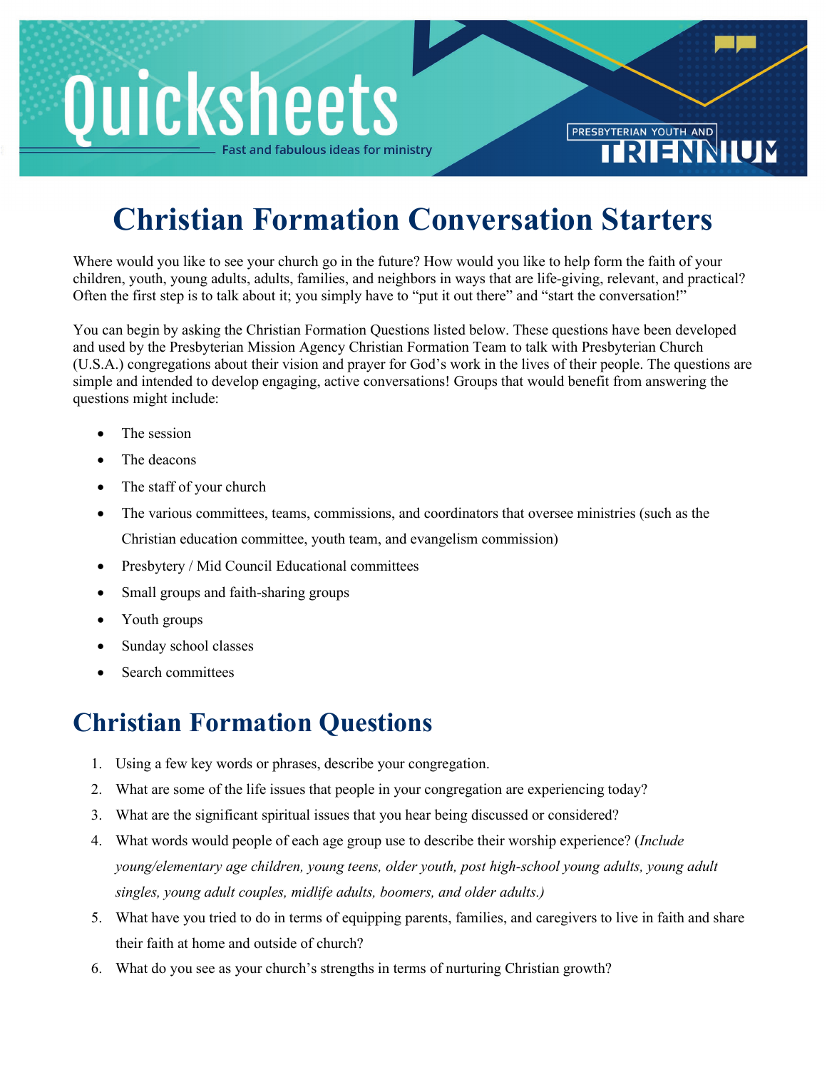Quicksheets

Fast and fabulous ideas for ministry

PRESBYTERIAN YOUTH AND TRIENNIUM

# Christian Formation Conversation Starters

Where would you like to see your church go in the future? How would you like to help form the faith of your children, youth, young adults, adults, families, and neighbors in ways that are life-giving, relevant, and practical? Often the first step is to talk about it; you simply have to "put it out there" and "start the conversation!"

You can begin by asking the Christian Formation Questions listed below. These questions have been developed and used by the Presbyterian Mission Agency Christian Formation Team to talk with Presbyterian Church (U.S.A.) congregations about their vision and prayer for God's work in the lives of their people. The questions are simple and intended to develop engaging, active conversations! Groups that would benefit from answering the questions might include:

- The session
- The deacons
- The staff of your church
- The various committees, teams, commissions, and coordinators that oversee ministries (such as the Christian education committee, youth team, and evangelism commission)
- Presbytery / Mid Council Educational committees
- Small groups and faith-sharing groups
- Youth groups
- Sunday school classes
- Search committees

## Christian Formation Questions

1. Using a few key words or phrases, describe your congregation.
2. What are some of the life issues that people in your congregation are experiencing today?
3. What are the significant spiritual issues that you hear being discussed or considered?
4. What words would people of each age group use to describe their worship experience? (*Include young/elementary age children, young teens, older youth, post high-school young adults, young adult singles, young adult couples, midlife adults, boomers, and older adults.)*
5. What have you tried to do in terms of equipping parents, families, and caregivers to live in faith and share their faith at home and outside of church?
6. What do you see as your church's strengths in terms of nurturing Christian growth?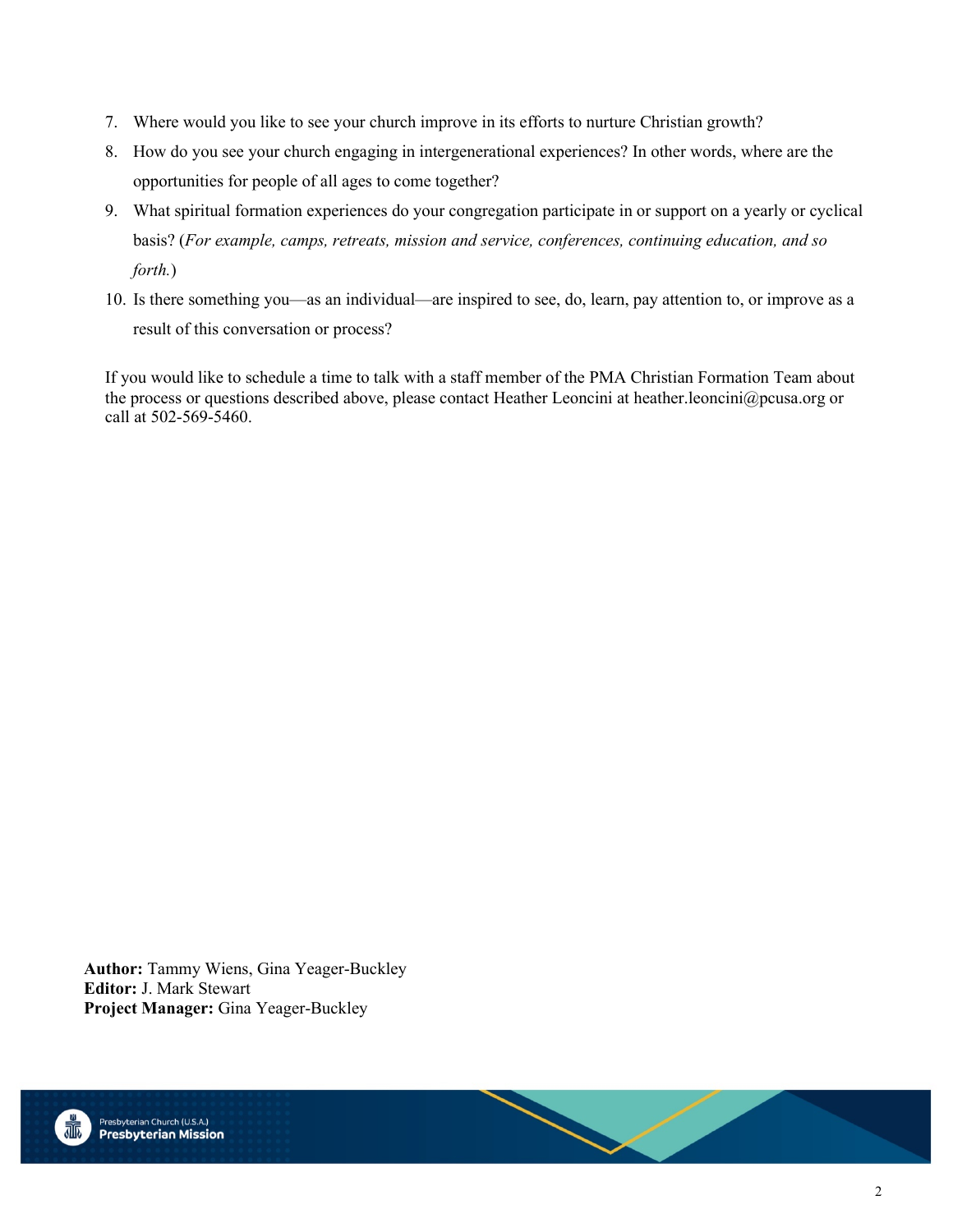7. Where would you like to see your church improve in its efforts to nurture Christian growth?
8. How do you see your church engaging in intergenerational experiences? In other words, where are the opportunities for people of all ages to come together?
9. What spiritual formation experiences do your congregation participate in or support on a yearly or cyclical basis? (*For example, camps, retreats, mission and service, conferences, continuing education, and so forth.*)
10. Is there something you—as an individual—are inspired to see, do, learn, pay attention to, or improve as a result of this conversation or process?

If you would like to schedule a time to talk with a staff member of the PMA Christian Formation Team about the process or questions described above, please contact Heather Leoncini at heather.leoncini@pcusa.org or call at 502-569-5460.

**Author:** Tammy Wiens, Gina Yeager-Buckley
**Editor:** J. Mark Stewart
**Project Manager:** Gina Yeager-Buckley

Presbyterian Church (U.S.A.)
Presbyterian Mission